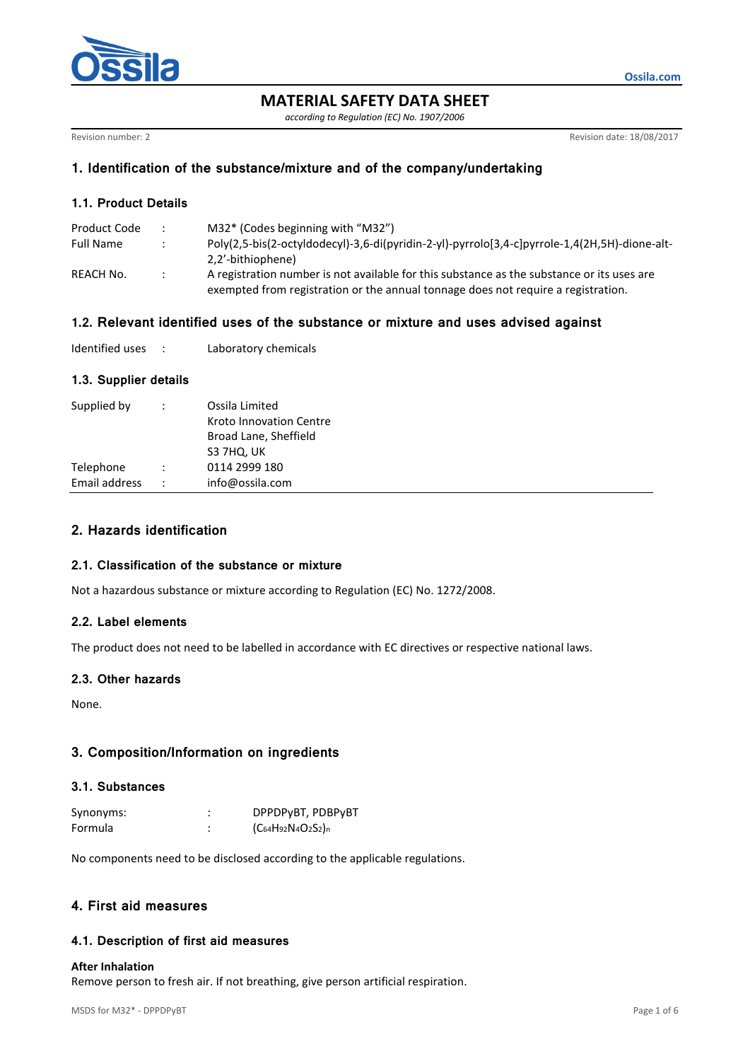# MATERIAL SAFETY DATA SHEET

*according to Regulation (EC) No. 1907/2006*

Revision number: 2

Revision date: 18/08/2017

## 1. Identification of the substance/mixture and of the company/undertaking

### 1.1. Product Details

| | | |
|---|---|---|
| Product Code | : | M32* (Codes beginning with "M32") |
| Full Name | : | Poly(2,5-bis(2-octyldodecyl)-3,6-di(pyridin-2-yl)-pyrrolo[3,4-c]pyrrole-1,4(2H,5H)-dione-alt-2,2'-bithiophene) |
| REACH No. | : | A registration number is not available for this substance as the substance or its uses are exempted from registration or the annual tonnage does not require a registration. |

### 1.2. Relevant identified uses of the substance or mixture and uses advised against

| | | |
|---|---|---|
| Identified uses | : | Laboratory chemicals |

### 1.3. Supplier details

| | | |
|---|---|---|
| Supplied by | : | Ossila Limited<br>Kroto Innovation Centre<br>Broad Lane, Sheffield<br>S3 7HQ, UK |
| Telephone | : | 0114 2999 180 |
| Email address | : | info@ossila.com |

## 2. Hazards identification

### 2.1. Classification of the substance or mixture

Not a hazardous substance or mixture according to Regulation (EC) No. 1272/2008.

### 2.2. Label elements

The product does not need to be labelled in accordance with EC directives or respective national laws.

### 2.3. Other hazards

None.

## 3. Composition/Information on ingredients

### 3.1. Substances

| | | |
|---|---|---|
| Synonyms: | : | DPPDPyBT, PDBPyBT |
| Formula | : | $(C_{64}H_{92}N_4O_2S_2)_n$ |

No components need to be disclosed according to the applicable regulations.

## 4. First aid measures

### 4.1. Description of first aid measures

**After Inhalation**

Remove person to fresh air. If not breathing, give person artificial respiration.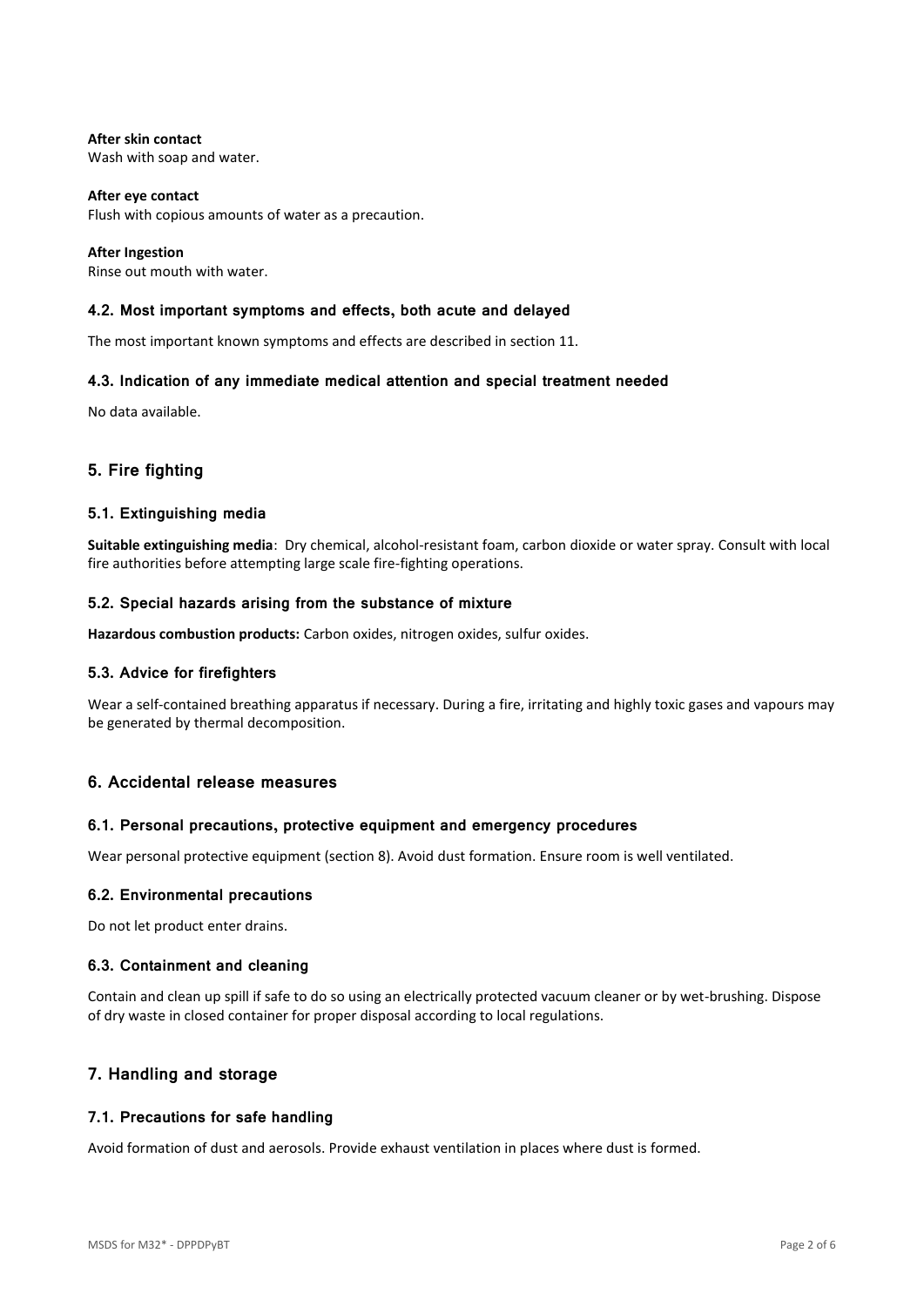**After skin contact**
Wash with soap and water.

**After eye contact**
Flush with copious amounts of water as a precaution.

**After Ingestion**
Rinse out mouth with water.

### 4.2. Most important symptoms and effects, both acute and delayed

The most important known symptoms and effects are described in section 11.

### 4.3. Indication of any immediate medical attention and special treatment needed

No data available.

## 5. Fire fighting

### 5.1. Extinguishing media

**Suitable extinguishing media**: Dry chemical, alcohol-resistant foam, carbon dioxide or water spray. Consult with local fire authorities before attempting large scale fire-fighting operations.

### 5.2. Special hazards arising from the substance of mixture

**Hazardous combustion products:** Carbon oxides, nitrogen oxides, sulfur oxides.

### 5.3. Advice for firefighters

Wear a self-contained breathing apparatus if necessary. During a fire, irritating and highly toxic gases and vapours may be generated by thermal decomposition.

## 6. Accidental release measures

### 6.1. Personal precautions, protective equipment and emergency procedures

Wear personal protective equipment (section 8). Avoid dust formation. Ensure room is well ventilated.

### 6.2. Environmental precautions

Do not let product enter drains.

### 6.3. Containment and cleaning

Contain and clean up spill if safe to do so using an electrically protected vacuum cleaner or by wet-brushing. Dispose of dry waste in closed container for proper disposal according to local regulations.

## 7. Handling and storage

### 7.1. Precautions for safe handling

Avoid formation of dust and aerosols. Provide exhaust ventilation in places where dust is formed.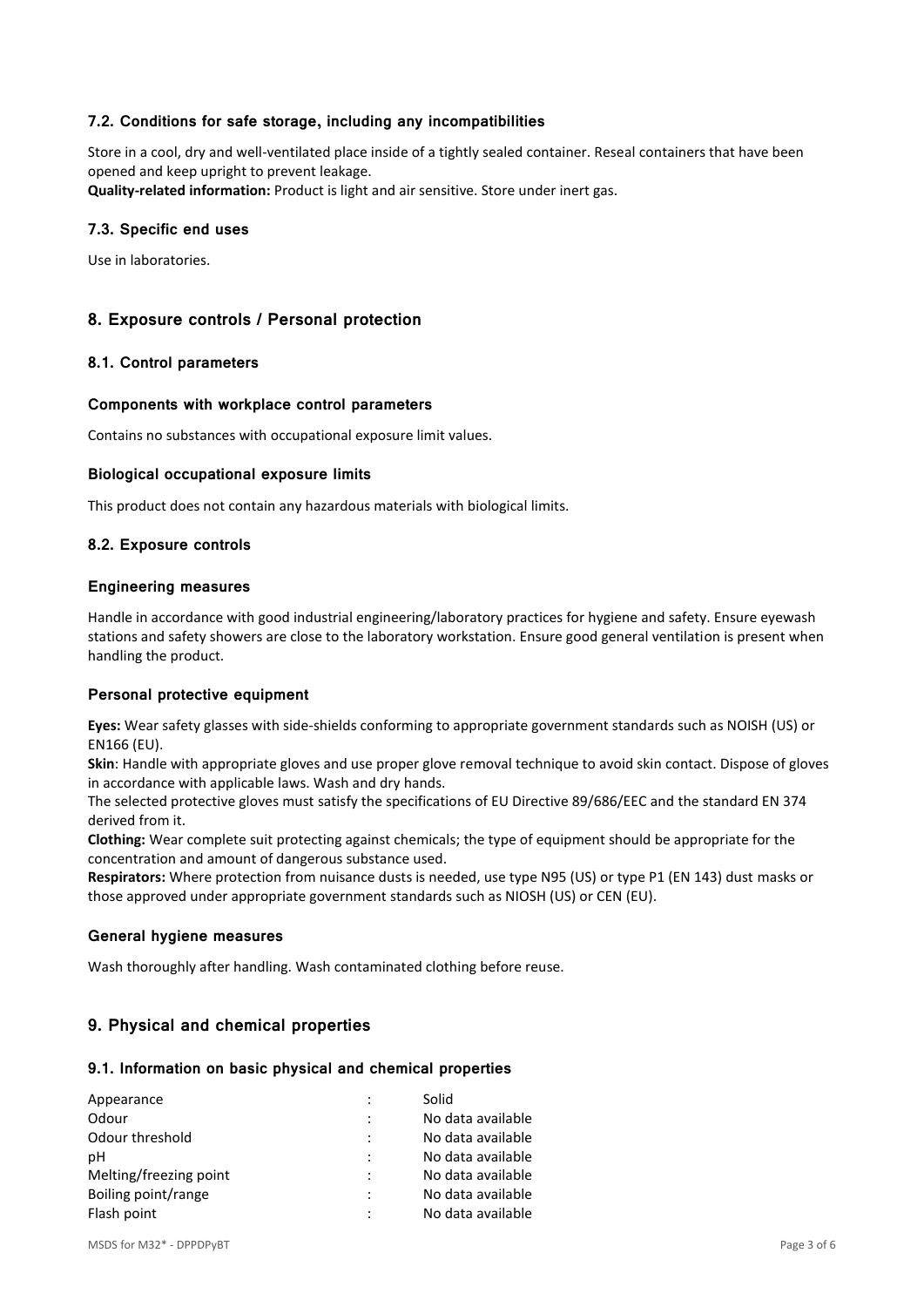### 7.2. Conditions for safe storage, including any incompatibilities

Store in a cool, dry and well-ventilated place inside of a tightly sealed container. Reseal containers that have been opened and keep upright to prevent leakage.

**Quality-related information:** Product is light and air sensitive. Store under inert gas.

### 7.3. Specific end uses

Use in laboratories.

## 8. Exposure controls / Personal protection

### 8.1. Control parameters

#### Components with workplace control parameters

Contains no substances with occupational exposure limit values.

#### Biological occupational exposure limits

This product does not contain any hazardous materials with biological limits.

### 8.2. Exposure controls

#### Engineering measures

Handle in accordance with good industrial engineering/laboratory practices for hygiene and safety. Ensure eyewash stations and safety showers are close to the laboratory workstation. Ensure good general ventilation is present when handling the product.

#### Personal protective equipment

**Eyes:** Wear safety glasses with side-shields conforming to appropriate government standards such as NOISH (US) or EN166 (EU).

**Skin**: Handle with appropriate gloves and use proper glove removal technique to avoid skin contact. Dispose of gloves in accordance with applicable laws. Wash and dry hands.

The selected protective gloves must satisfy the specifications of EU Directive 89/686/EEC and the standard EN 374 derived from it.

**Clothing:** Wear complete suit protecting against chemicals; the type of equipment should be appropriate for the concentration and amount of dangerous substance used.

**Respirators:** Where protection from nuisance dusts is needed, use type N95 (US) or type P1 (EN 143) dust masks or those approved under appropriate government standards such as NIOSH (US) or CEN (EU).

#### General hygiene measures

Wash thoroughly after handling. Wash contaminated clothing before reuse.

## 9. Physical and chemical properties

### 9.1. Information on basic physical and chemical properties

| Property | | Value |
|---|---|---|
| Appearance | : | Solid |
| Odour | : | No data available |
| Odour threshold | : | No data available |
| pH | : | No data available |
| Melting/freezing point | : | No data available |
| Boiling point/range | : | No data available |
| Flash point | : | No data available |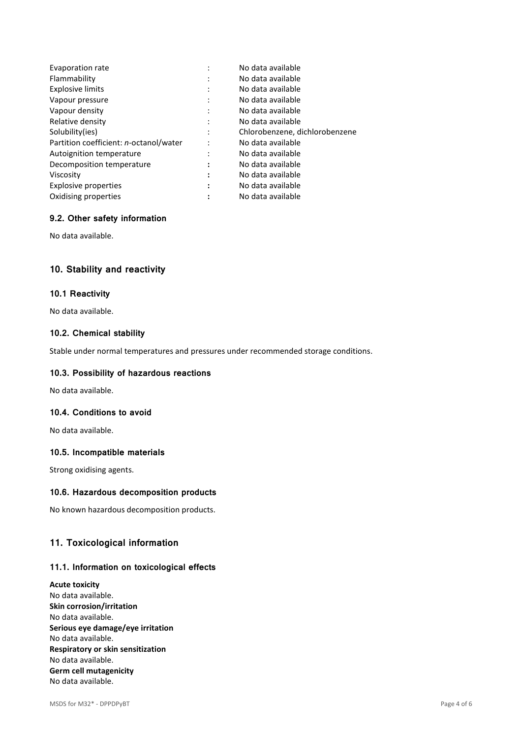| | | |
|---|---|---|
| Evaporation rate | : | No data available |
| Flammability | : | No data available |
| Explosive limits | : | No data available |
| Vapour pressure | : | No data available |
| Vapour density | : | No data available |
| Relative density | : | No data available |
| Solubility(ies) | : | Chlorobenzene, dichlorobenzene |
| Partition coefficient: *n*-octanol/water | : | No data available |
| Autoignition temperature | : | No data available |
| Decomposition temperature | : | No data available |
| Viscosity | : | No data available |
| Explosive properties | : | No data available |
| Oxidising properties | : | No data available |

### 9.2. Other safety information

No data available.

## 10. Stability and reactivity

### 10.1 Reactivity

No data available.

### 10.2. Chemical stability

Stable under normal temperatures and pressures under recommended storage conditions.

### 10.3. Possibility of hazardous reactions

No data available.

### 10.4. Conditions to avoid

No data available.

### 10.5. Incompatible materials

Strong oxidising agents.

### 10.6. Hazardous decomposition products

No known hazardous decomposition products.

## 11. Toxicological information

### 11.1. Information on toxicological effects

**Acute toxicity**
No data available.
**Skin corrosion/irritation**
No data available.
**Serious eye damage/eye irritation**
No data available.
**Respiratory or skin sensitization**
No data available.
**Germ cell mutagenicity**
No data available.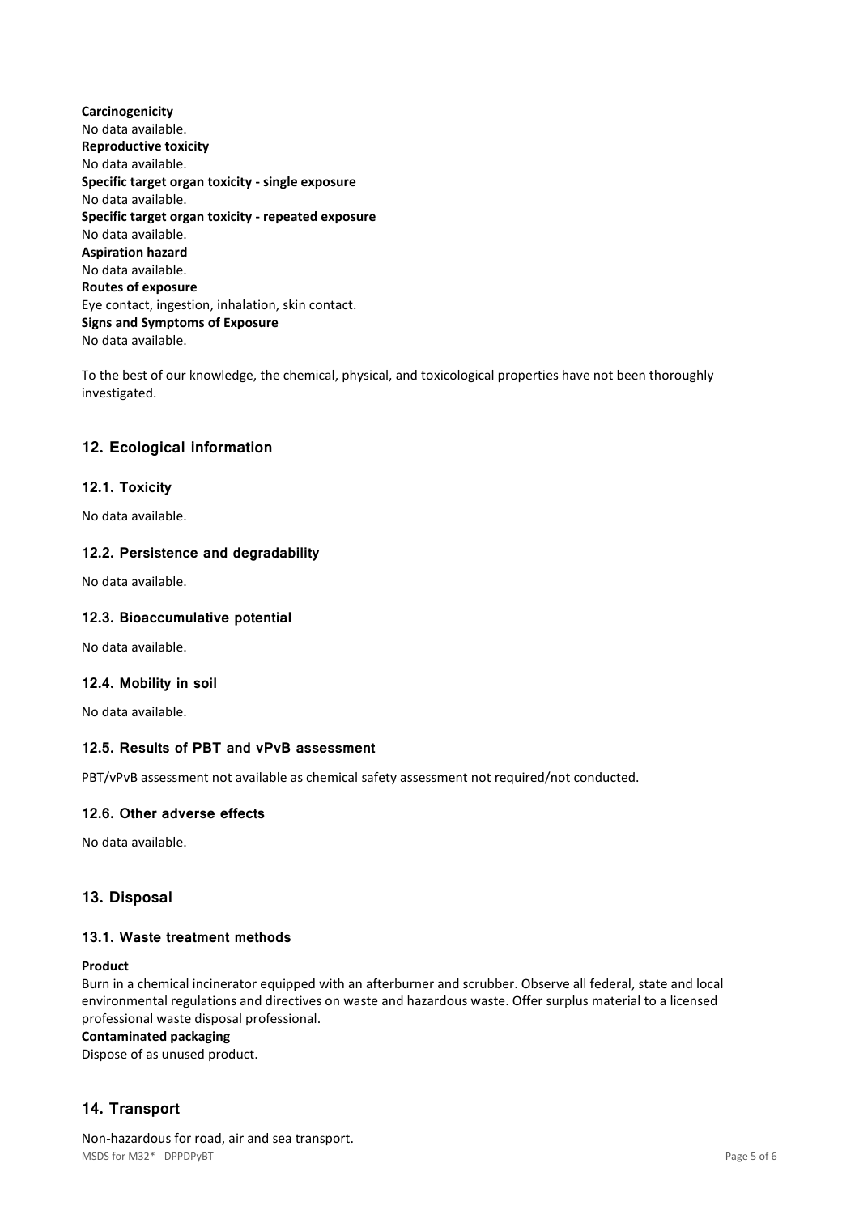**Carcinogenicity**
No data available.
**Reproductive toxicity**
No data available.
**Specific target organ toxicity - single exposure**
No data available.
**Specific target organ toxicity - repeated exposure**
No data available.
**Aspiration hazard**
No data available.
**Routes of exposure**
Eye contact, ingestion, inhalation, skin contact.
**Signs and Symptoms of Exposure**
No data available.

To the best of our knowledge, the chemical, physical, and toxicological properties have not been thoroughly investigated.

## 12. Ecological information

### 12.1. Toxicity

No data available.

### 12.2. Persistence and degradability

No data available.

### 12.3. Bioaccumulative potential

No data available.

### 12.4. Mobility in soil

No data available.

### 12.5. Results of PBT and vPvB assessment

PBT/vPvB assessment not available as chemical safety assessment not required/not conducted.

### 12.6. Other adverse effects

No data available.

## 13. Disposal

### 13.1. Waste treatment methods

**Product**
Burn in a chemical incinerator equipped with an afterburner and scrubber. Observe all federal, state and local environmental regulations and directives on waste and hazardous waste. Offer surplus material to a licensed professional waste disposal professional.
**Contaminated packaging**
Dispose of as unused product.

## 14. Transport

Non-hazardous for road, air and sea transport.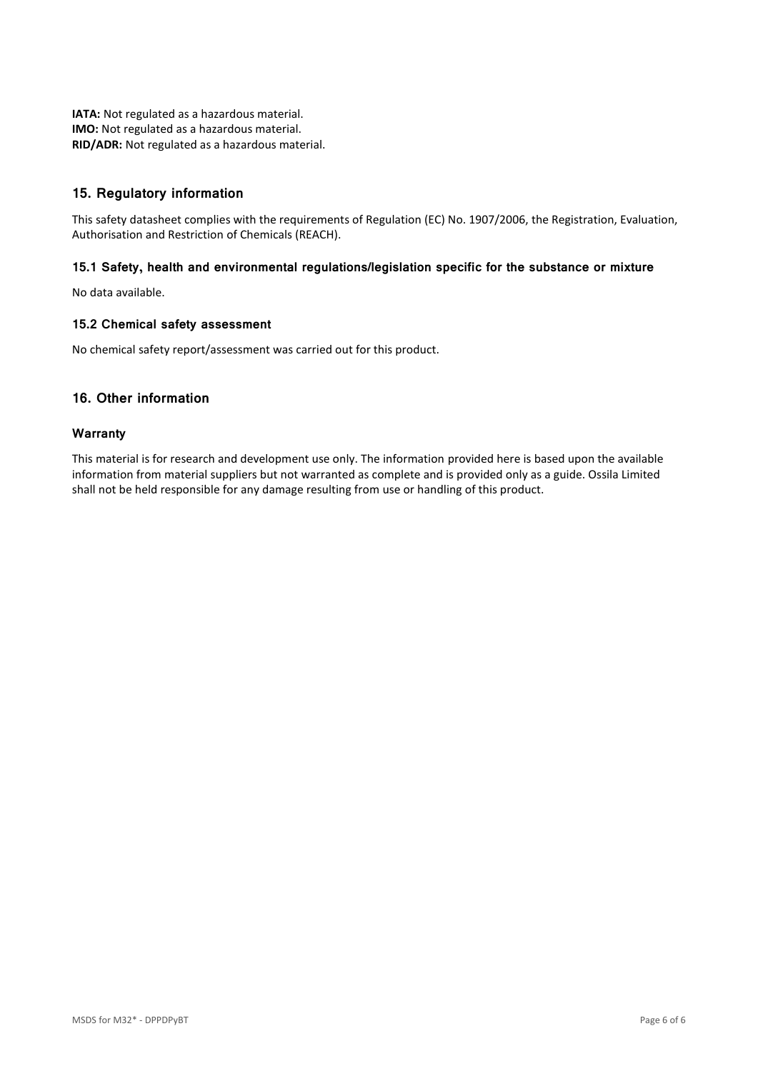**IATA:** Not regulated as a hazardous material.
**IMO:** Not regulated as a hazardous material.
**RID/ADR:** Not regulated as a hazardous material.

## 15. Regulatory information

This safety datasheet complies with the requirements of Regulation (EC) No. 1907/2006, the Registration, Evaluation, Authorisation and Restriction of Chemicals (REACH).

### 15.1 Safety, health and environmental regulations/legislation specific for the substance or mixture

No data available.

### 15.2 Chemical safety assessment

No chemical safety report/assessment was carried out for this product.

## 16. Other information

### Warranty

This material is for research and development use only. The information provided here is based upon the available information from material suppliers but not warranted as complete and is provided only as a guide. Ossila Limited shall not be held responsible for any damage resulting from use or handling of this product.